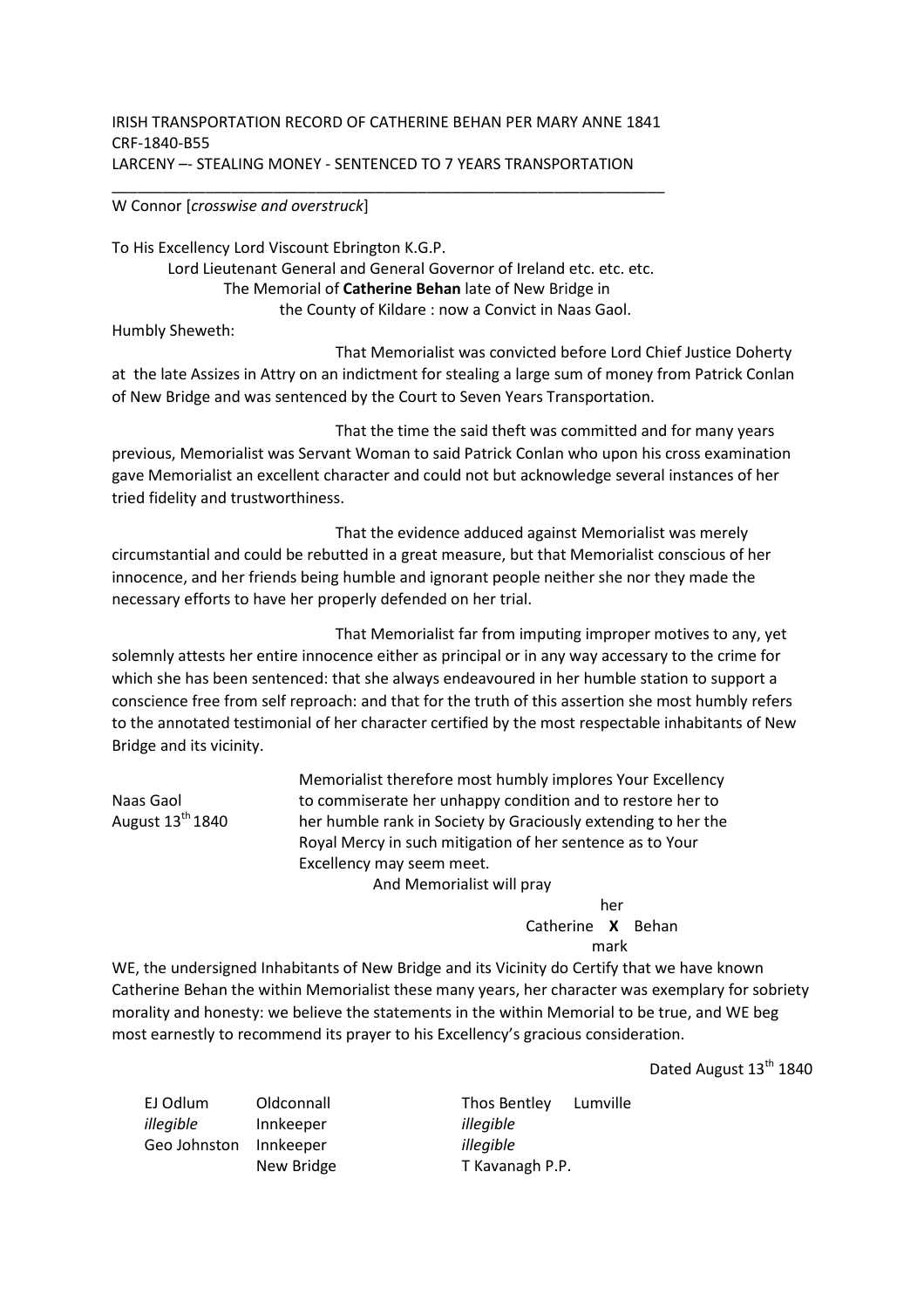IRISH TRANSPORTATION RECORD OF CATHERINE BEHAN PER MARY ANNE 1841
CRF-1840-B55
LARCENY –- STEALING MONEY - SENTENCED TO 7 YEARS TRANSPORTATION

---

W Connor [*crosswise and overstruck*]

To His Excellency Lord Viscount Ebrington K.G.P.
Lord Lieutenant General and General Governor of Ireland etc. etc. etc.
The Memorial of **Catherine Behan** late of New Bridge in
the County of Kildare : now a Convict in Naas Gaol.

Humbly Sheweth:

That Memorialist was convicted before Lord Chief Justice Doherty at the late Assizes in Attry on an indictment for stealing a large sum of money from Patrick Conlan of New Bridge and was sentenced by the Court to Seven Years Transportation.

That the time the said theft was committed and for many years previous, Memorialist was Servant Woman to said Patrick Conlan who upon his cross examination gave Memorialist an excellent character and could not but acknowledge several instances of her tried fidelity and trustworthiness.

That the evidence adduced against Memorialist was merely circumstantial and could be rebutted in a great measure, but that Memorialist conscious of her innocence, and her friends being humble and ignorant people neither she nor they made the necessary efforts to have her properly defended on her trial.

That Memorialist far from imputing improper motives to any, yet solemnly attests her entire innocence either as principal or in any way accessary to the crime for which she has been sentenced: that she always endeavoured in her humble station to support a conscience free from self reproach: and that for the truth of this assertion she most humbly refers to the annotated testimonial of her character certified by the most respectable inhabitants of New Bridge and its vicinity.

Naas Gaol
August 13th 1840

Memorialist therefore most humbly implores Your Excellency to commiserate her unhappy condition and to restore her to her humble rank in Society by Graciously extending to her the Royal Mercy in such mitigation of her sentence as to Your Excellency may seem meet.

And Memorialist will pray

her
Catherine **X** Behan
mark

WE, the undersigned Inhabitants of New Bridge and its Vicinity do Certify that we have known Catherine Behan the within Memorialist these many years, her character was exemplary for sobriety morality and honesty: we believe the statements in the within Memorial to be true, and WE beg most earnestly to recommend its prayer to his Excellency's gracious consideration.

Dated August 13th 1840

| | | | |
|---|---|---|---|
| EJ Odlum | Oldconnall | Thos Bentley | Lumville |
| *illegible* | Innkeeper | *illegible* | |
| Geo Johnston | Innkeeper | *illegible* | |
| | New Bridge | T Kavanagh P.P. | |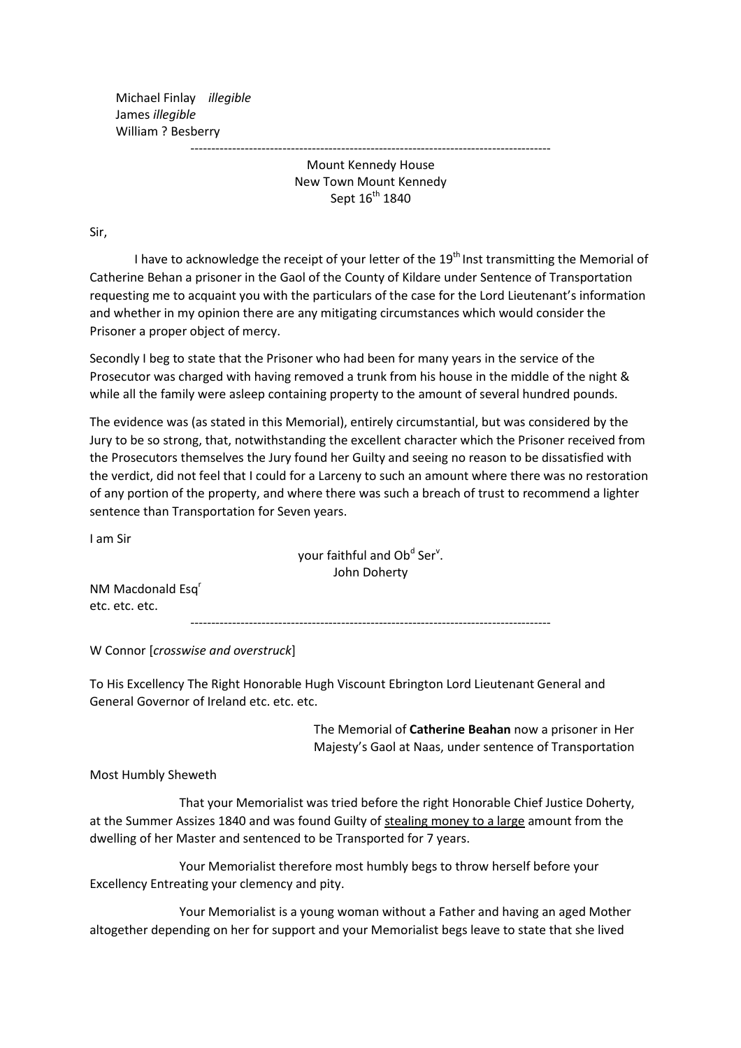Michael Finlay *illegible*
James *illegible*
William ? Besberry

---

Mount Kennedy House
New Town Mount Kennedy
Sept 16th 1840

Sir,

I have to acknowledge the receipt of your letter of the 19th Inst transmitting the Memorial of Catherine Behan a prisoner in the Gaol of the County of Kildare under Sentence of Transportation requesting me to acquaint you with the particulars of the case for the Lord Lieutenant's information and whether in my opinion there are any mitigating circumstances which would consider the Prisoner a proper object of mercy.

Secondly I beg to state that the Prisoner who had been for many years in the service of the Prosecutor was charged with having removed a trunk from his house in the middle of the night & while all the family were asleep containing property to the amount of several hundred pounds.

The evidence was (as stated in this Memorial), entirely circumstantial, but was considered by the Jury to be so strong, that, notwithstanding the excellent character which the Prisoner received from the Prosecutors themselves the Jury found her Guilty and seeing no reason to be dissatisfied with the verdict, did not feel that I could for a Larceny to such an amount where there was no restoration of any portion of the property, and where there was such a breach of trust to recommend a lighter sentence than Transportation for Seven years.

I am Sir

your faithful and Obd Serv.
John Doherty

NM Macdonald Esqr
etc. etc. etc.

---

W Connor [*crosswise and overstruck*]

To His Excellency The Right Honorable Hugh Viscount Ebrington Lord Lieutenant General and General Governor of Ireland etc. etc. etc.

The Memorial of **Catherine Beahan** now a prisoner in Her Majesty's Gaol at Naas, under sentence of Transportation

Most Humbly Sheweth

That your Memorialist was tried before the right Honorable Chief Justice Doherty, at the Summer Assizes 1840 and was found Guilty of stealing money to a large amount from the dwelling of her Master and sentenced to be Transported for 7 years.

Your Memorialist therefore most humbly begs to throw herself before your Excellency Entreating your clemency and pity.

Your Memorialist is a young woman without a Father and having an aged Mother altogether depending on her for support and your Memorialist begs leave to state that she lived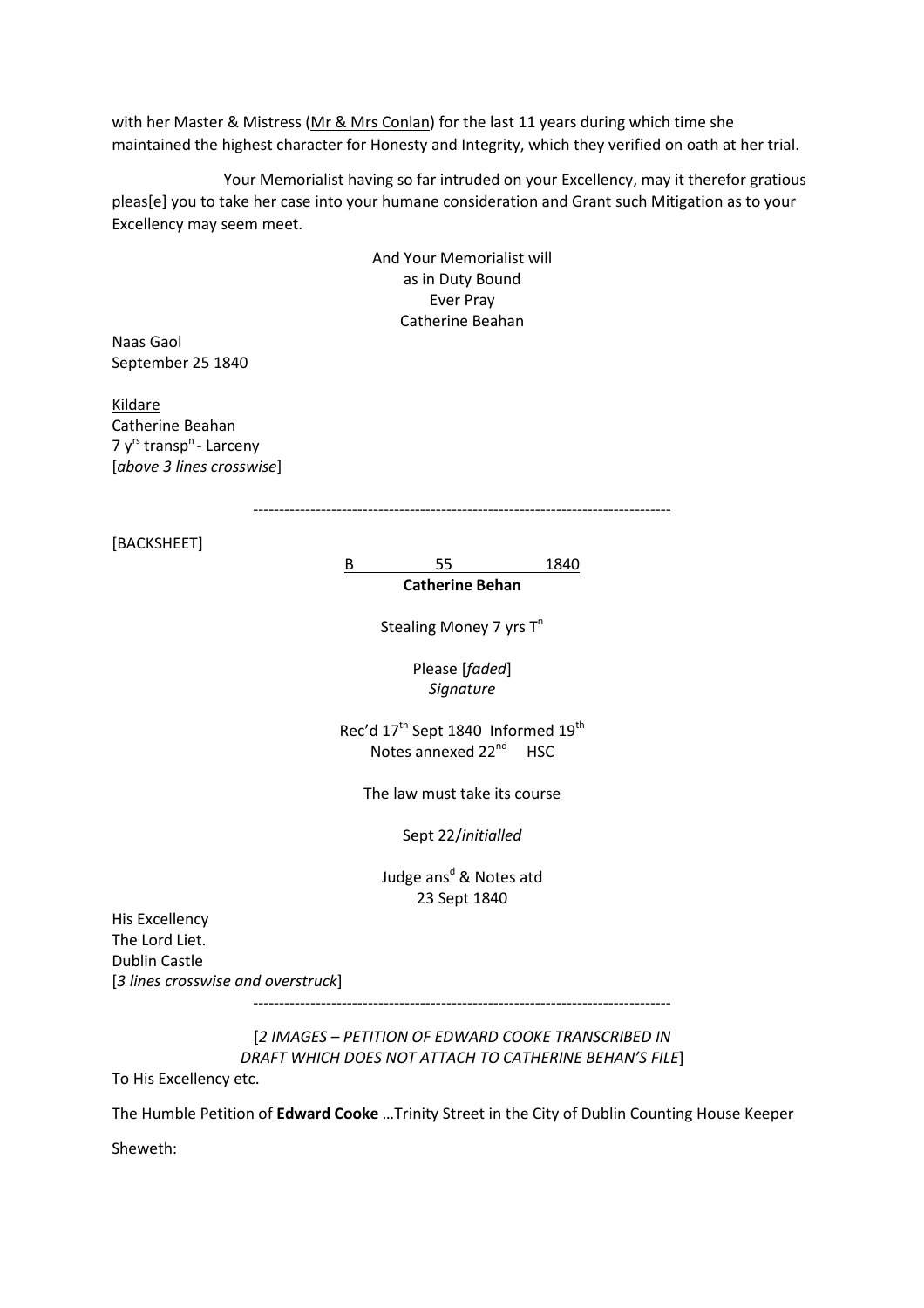with her Master & Mistress (Mr & Mrs Conlan) for the last 11 years during which time she maintained the highest character for Honesty and Integrity, which they verified on oath at her trial.

Your Memorialist having so far intruded on your Excellency, may it therefor gratious pleas[e] you to take her case into your humane consideration and Grant such Mitigation as to your Excellency may seem meet.

And Your Memorialist will
as in Duty Bound
Ever Pray
Catherine Beahan

Naas Gaol
September 25 1840

Kildare
Catherine Beahan
7 y^rs transp^n - Larceny
[*above 3 lines crosswise*]

---

[BACKSHEET]

B 55 1840

**Catherine Behan**

Stealing Money 7 yrs T^n

Please [*faded*]
*Signature*

Rec'd 17th Sept 1840 Informed 19th
Notes annexed 22nd HSC

The law must take its course

Sept 22/*initialled*

Judge ans^d & Notes atd
23 Sept 1840

His Excellency
The Lord Liet.
Dublin Castle
[*3 lines crosswise and overstruck*]

---

[*2 IMAGES – PETITION OF EDWARD COOKE TRANSCRIBED IN DRAFT WHICH DOES NOT ATTACH TO CATHERINE BEHAN'S FILE*]

To His Excellency etc.

The Humble Petition of **Edward Cooke** …Trinity Street in the City of Dublin Counting House Keeper

Sheweth: